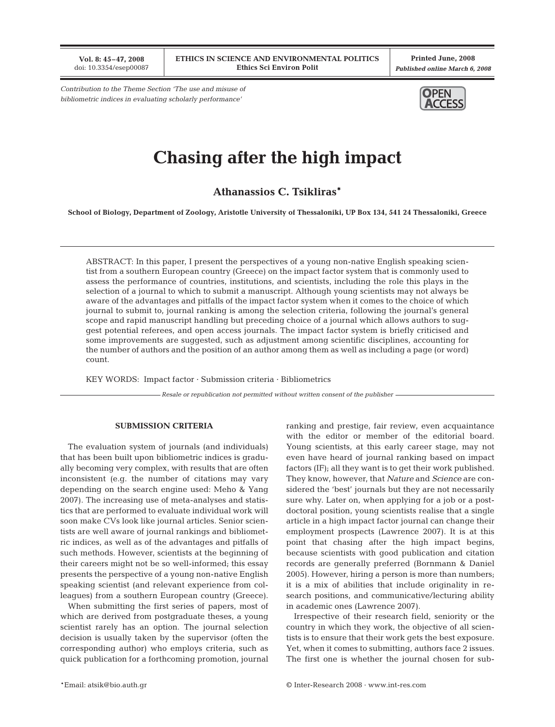*Contribution to the Theme Section 'The use and misuse of bibliometric indices in evaluating scholarly performance'*

# Chasing after the high impact

**Athanassios C. Tsikliras***

**School of Biology, Department of Zoology, Aristotle University of Thessaloniki, UP Box 134, 541 24 Thessaloniki, Greece**

ABSTRACT: In this paper, I present the perspectives of a young non-native English speaking scientist from a southern European country (Greece) on the impact factor system that is commonly used to assess the performance of countries, institutions, and scientists, including the role this plays in the selection of a journal to which to submit a manuscript. Although young scientists may not always be aware of the advantages and pitfalls of the impact factor system when it comes to the choice of which journal to submit to, journal ranking is among the selection criteria, following the journal's general scope and rapid manuscript handling but preceding choice of a journal which allows authors to suggest potential referees, and open access journals. The impact factor system is briefly criticised and some improvements are suggested, such as adjustment among scientific disciplines, accounting for the number of authors and the position of an author among them as well as including a page (or word) count.

KEY WORDS: Impact factor · Submission criteria · Bibliometrics

*Resale or republication not permitted without written consent of the publisher*

## SUBMISSION CRITERIA

The evaluation system of journals (and individuals) that has been built upon bibliometric indices is gradually becoming very complex, with results that are often inconsistent (e.g. the number of citations may vary depending on the search engine used: Meho & Yang 2007). The increasing use of meta-analyses and statistics that are performed to evaluate individual work will soon make CVs look like journal articles. Senior scientists are well aware of journal rankings and bibliometric indices, as well as of the advantages and pitfalls of such methods. However, scientists at the beginning of their careers might not be so well-informed; this essay presents the perspective of a young non-native English speaking scientist (and relevant experience from colleagues) from a southern European country (Greece).

When submitting the first series of papers, most of which are derived from postgraduate theses, a young scientist rarely has an option. The journal selection decision is usually taken by the supervisor (often the corresponding author) who employs criteria, such as quick publication for a forthcoming promotion, journal ranking and prestige, fair review, even acquaintance with the editor or member of the editorial board. Young scientists, at this early career stage, may not even have heard of journal ranking based on impact factors (IF); all they want is to get their work published. They know, however, that *Nature* and *Science* are considered the 'best' journals but they are not necessarily sure why. Later on, when applying for a job or a postdoctoral position, young scientists realise that a single article in a high impact factor journal can change their employment prospects (Lawrence 2007). It is at this point that chasing after the high impact begins, because scientists with good publication and citation records are generally preferred (Bornmann & Daniel 2005). However, hiring a person is more than numbers; it is a mix of abilities that include originality in research positions, and communicative/lecturing ability in academic ones (Lawrence 2007).

Irrespective of their research field, seniority or the country in which they work, the objective of all scientists is to ensure that their work gets the best exposure. Yet, when it comes to submitting, authors face 2 issues. The first one is whether the journal chosen for sub-

*Email: atsik@bio.auth.gr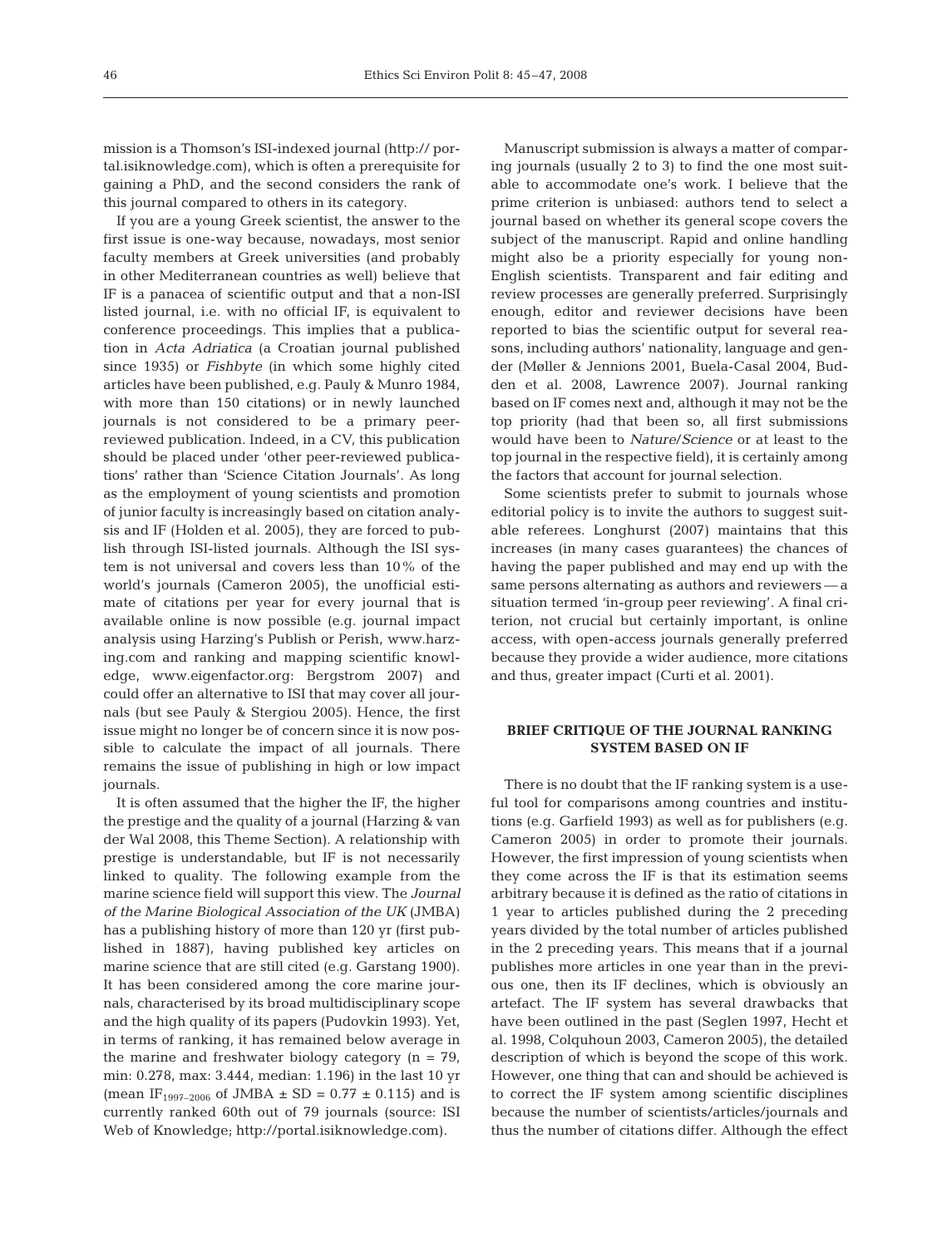mission is a Thomson's ISI-indexed journal (http://portal.isiknowledge.com), which is often a prerequisite for gaining a PhD, and the second considers the rank of this journal compared to others in its category.

If you are a young Greek scientist, the answer to the first issue is one-way because, nowadays, most senior faculty members at Greek universities (and probably in other Mediterranean countries as well) believe that IF is a panacea of scientific output and that a non-ISI listed journal, i.e. with no official IF, is equivalent to conference proceedings. This implies that a publication in *Acta Adriatica* (a Croatian journal published since 1935) or *Fishbyte* (in which some highly cited articles have been published, e.g. Pauly & Munro 1984, with more than 150 citations) or in newly launched journals is not considered to be a primary peer-reviewed publication. Indeed, in a CV, this publication should be placed under 'other peer-reviewed publications' rather than 'Science Citation Journals'. As long as the employment of young scientists and promotion of junior faculty is increasingly based on citation analysis and IF (Holden et al. 2005), they are forced to publish through ISI-listed journals. Although the ISI system is not universal and covers less than 10% of the world's journals (Cameron 2005), the unofficial estimate of citations per year for every journal that is available online is now possible (e.g. journal impact analysis using Harzing's Publish or Perish, www.harzing.com and ranking and mapping scientific knowledge, www.eigenfactor.org: Bergstrom 2007) and could offer an alternative to ISI that may cover all journals (but see Pauly & Stergiou 2005). Hence, the first issue might no longer be of concern since it is now possible to calculate the impact of all journals. There remains the issue of publishing in high or low impact journals.

It is often assumed that the higher the IF, the higher the prestige and the quality of a journal (Harzing & van der Wal 2008, this Theme Section). A relationship with prestige is understandable, but IF is not necessarily linked to quality. The following example from the marine science field will support this view. The *Journal of the Marine Biological Association of the UK* (JMBA) has a publishing history of more than 120 yr (first published in 1887), having published key articles on marine science that are still cited (e.g. Garstang 1900). It has been considered among the core marine journals, characterised by its broad multidisciplinary scope and the high quality of its papers (Pudovkin 1993). Yet, in terms of ranking, it has remained below average in the marine and freshwater biology category ($n = 79$, min: 0.278, max: 3.444, median: 1.196) in the last 10 yr (mean $IF_{1997-2006}$ of JMBA $\pm$ SD $= 0.77 \pm 0.115$) and is currently ranked 60th out of 79 journals (source: ISI Web of Knowledge; http://portal.isiknowledge.com).

Manuscript submission is always a matter of comparing journals (usually 2 to 3) to find the one most suitable to accommodate one's work. I believe that the prime criterion is unbiased: authors tend to select a journal based on whether its general scope covers the subject of the manuscript. Rapid and online handling might also be a priority especially for young non-English scientists. Transparent and fair editing and review processes are generally preferred. Surprisingly enough, editor and reviewer decisions have been reported to bias the scientific output for several reasons, including authors' nationality, language and gender (Møller & Jennions 2001, Buela-Casal 2004, Budden et al. 2008, Lawrence 2007). Journal ranking based on IF comes next and, although it may not be the top priority (had that been so, all first submissions would have been to *Nature*/*Science* or at least to the top journal in the respective field), it is certainly among the factors that account for journal selection.

Some scientists prefer to submit to journals whose editorial policy is to invite the authors to suggest suitable referees. Longhurst (2007) maintains that this increases (in many cases guarantees) the chances of having the paper published and may end up with the same persons alternating as authors and reviewers — a situation termed 'in-group peer reviewing'. A final criterion, not crucial but certainly important, is online access, with open-access journals generally preferred because they provide a wider audience, more citations and thus, greater impact (Curti et al. 2001).

## BRIEF CRITIQUE OF THE JOURNAL RANKING SYSTEM BASED ON IF

There is no doubt that the IF ranking system is a useful tool for comparisons among countries and institutions (e.g. Garfield 1993) as well as for publishers (e.g. Cameron 2005) in order to promote their journals. However, the first impression of young scientists when they come across the IF is that its estimation seems arbitrary because it is defined as the ratio of citations in 1 year to articles published during the 2 preceding years divided by the total number of articles published in the 2 preceding years. This means that if a journal publishes more articles in one year than in the previous one, then its IF declines, which is obviously an artefact. The IF system has several drawbacks that have been outlined in the past (Seglen 1997, Hecht et al. 1998, Colquhoun 2003, Cameron 2005), the detailed description of which is beyond the scope of this work. However, one thing that can and should be achieved is to correct the IF system among scientific disciplines because the number of scientists/articles/journals and thus the number of citations differ. Although the effect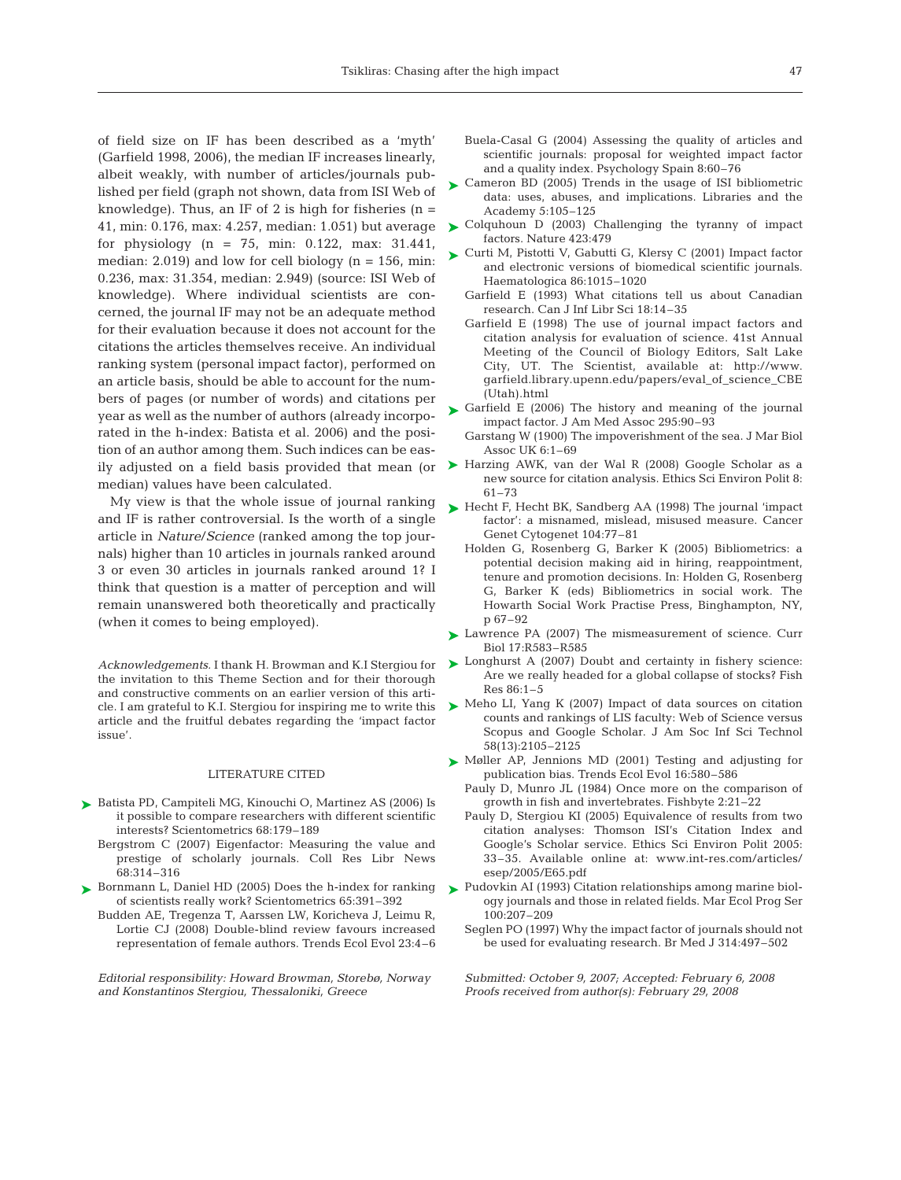of field size on IF has been described as a 'myth' (Garfield 1998, 2006), the median IF increases linearly, albeit weakly, with number of articles/journals published per field (graph not shown, data from ISI Web of knowledge). Thus, an IF of 2 is high for fisheries (n = 41, min: 0.176, max: 4.257, median: 1.051) but average for physiology (n = 75, min: 0.122, max: 31.441, median: 2.019) and low for cell biology (n = 156, min: 0.236, max: 31.354, median: 2.949) (source: ISI Web of knowledge). Where individual scientists are concerned, the journal IF may not be an adequate method for their evaluation because it does not account for the citations the articles themselves receive. An individual ranking system (personal impact factor), performed on an article basis, should be able to account for the numbers of pages (or number of words) and citations per year as well as the number of authors (already incorporated in the h-index: Batista et al. 2006) and the position of an author among them. Such indices can be easily adjusted on a field basis provided that mean (or median) values have been calculated.

My view is that the whole issue of journal ranking and IF is rather controversial. Is the worth of a single article in *Nature*/*Science* (ranked among the top journals) higher than 10 articles in journals ranked around 3 or even 30 articles in journals ranked around 1? I think that question is a matter of perception and will remain unanswered both theoretically and practically (when it comes to being employed).

*Acknowledgements.* I thank H. Browman and K.I Stergiou for the invitation to this Theme Section and for their thorough and constructive comments on an earlier version of this article. I am grateful to K.I. Stergiou for inspiring me to write this article and the fruitful debates regarding the 'impact factor issue'.

## LITERATURE CITED

- Batista PD, Campiteli MG, Kinouchi O, Martinez AS (2006) Is it possible to compare researchers with different scientific interests? Scientometrics 68:179–189
- Bergstrom C (2007) Eigenfactor: Measuring the value and prestige of scholarly journals. Coll Res Libr News 68:314–316
- Bornmann L, Daniel HD (2005) Does the h-index for ranking of scientists really work? Scientometrics 65:391–392
- Budden AE, Tregenza T, Aarssen LW, Koricheva J, Leimu R, Lortie CJ (2008) Double-blind review favours increased representation of female authors. Trends Ecol Evol 23:4–6
- Buela-Casal G (2004) Assessing the quality of articles and scientific journals: proposal for weighted impact factor and a quality index. Psychology Spain 8:60–76
- Cameron BD (2005) Trends in the usage of ISI bibliometric data: uses, abuses, and implications. Libraries and the Academy 5:105–125
- Colquhoun D (2003) Challenging the tyranny of impact factors. Nature 423:479
- Curti M, Pistotti V, Gabutti G, Klersy C (2001) Impact factor and electronic versions of biomedical scientific journals. Haematologica 86:1015–1020
- Garfield E (1993) What citations tell us about Canadian research. Can J Inf Libr Sci 18:14–35
- Garfield E (1998) The use of journal impact factors and citation analysis for evaluation of science. 41st Annual Meeting of the Council of Biology Editors, Salt Lake City, UT. The Scientist, available at: http://www.garfield.library.upenn.edu/papers/eval_of_science_CBE(Utah).html
- Garfield E (2006) The history and meaning of the journal impact factor. J Am Med Assoc 295:90–93
- Garstang W (1900) The impoverishment of the sea. J Mar Biol Assoc UK 6:1–69
- Harzing AWK, van der Wal R (2008) Google Scholar as a new source for citation analysis. Ethics Sci Environ Polit 8: 61–73
- Hecht F, Hecht BK, Sandberg AA (1998) The journal 'impact factor': a misnamed, mislead, misused measure. Cancer Genet Cytogenet 104:77–81
- Holden G, Rosenberg G, Barker K (2005) Bibliometrics: a potential decision making aid in hiring, reappointment, tenure and promotion decisions. In: Holden G, Rosenberg G, Barker K (eds) Bibliometrics in social work. The Howarth Social Work Practise Press, Binghampton, NY, p 67–92
- Lawrence PA (2007) The mismeasurement of science. Curr Biol 17:R583–R585
- Longhurst A (2007) Doubt and certainty in fishery science: Are we really headed for a global collapse of stocks? Fish Res 86:1–5
- Meho LI, Yang K (2007) Impact of data sources on citation counts and rankings of LIS faculty: Web of Science versus Scopus and Google Scholar. J Am Soc Inf Sci Technol 58(13):2105–2125
- Møller AP, Jennions MD (2001) Testing and adjusting for publication bias. Trends Ecol Evol 16:580–586
- Pauly D, Munro JL (1984) Once more on the comparison of growth in fish and invertebrates. Fishbyte 2:21–22
- Pauly D, Stergiou KI (2005) Equivalence of results from two citation analyses: Thomson ISI's Citation Index and Google's Scholar service. Ethics Sci Environ Polit 2005: 33–35. Available online at: www.int-res.com/articles/esep/2005/E65.pdf
- Pudovkin AI (1993) Citation relationships among marine biology journals and those in related fields. Mar Ecol Prog Ser 100:207–209
- Seglen PO (1997) Why the impact factor of journals should not be used for evaluating research. Br Med J 314:497–502

*Editorial responsibility: Howard Browman, Storebø, Norway and Konstantinos Stergiou, Thessaloniki, Greece*

*Submitted: October 9, 2007; Accepted: February 6, 2008*
*Proofs received from author(s): February 29, 2008*